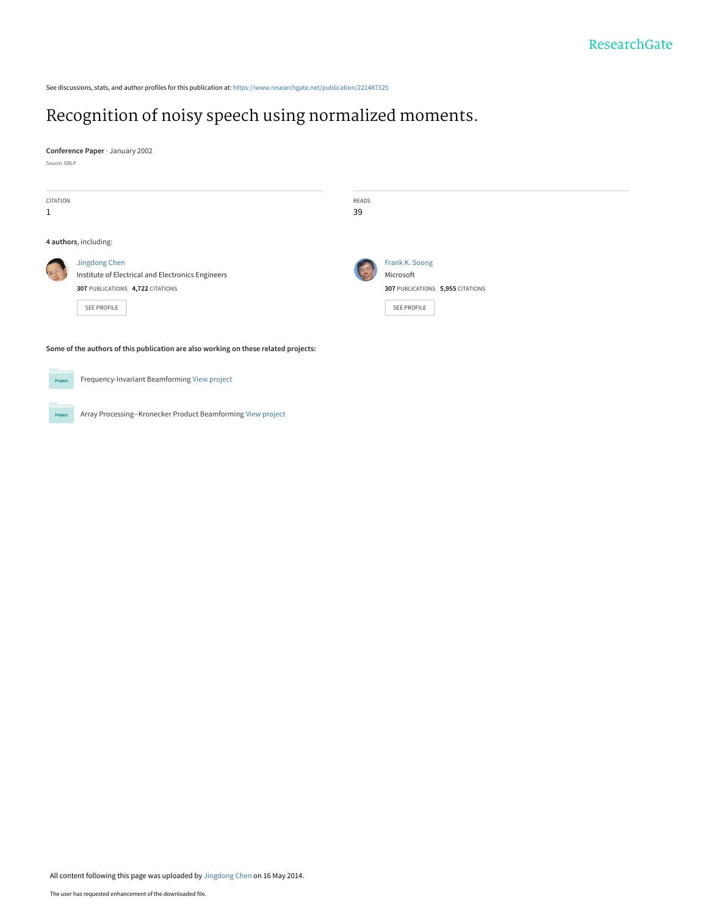ResearchGate

See discussions, stats, and author profiles for this publication at: https://www.researchgate.net/publication/221487325

# Recognition of noisy speech using normalized moments.

**Conference Paper** · January 2002

Source: DBLP

CITATION
1

READS
39

**4 authors**, including:

Jingdong Chen
Institute of Electrical and Electronics Engineers
**307** PUBLICATIONS **4,722** CITATIONS

SEE PROFILE

Frank K. Soong
Microsoft
**307** PUBLICATIONS **5,955** CITATIONS

SEE PROFILE

**Some of the authors of this publication are also working on these related projects:**

Frequency-Invariant Beamforming View project

Array Processing--Kronecker Product Beamforming View project

All content following this page was uploaded by Jingdong Chen on 16 May 2014.

The user has requested enhancement of the downloaded file.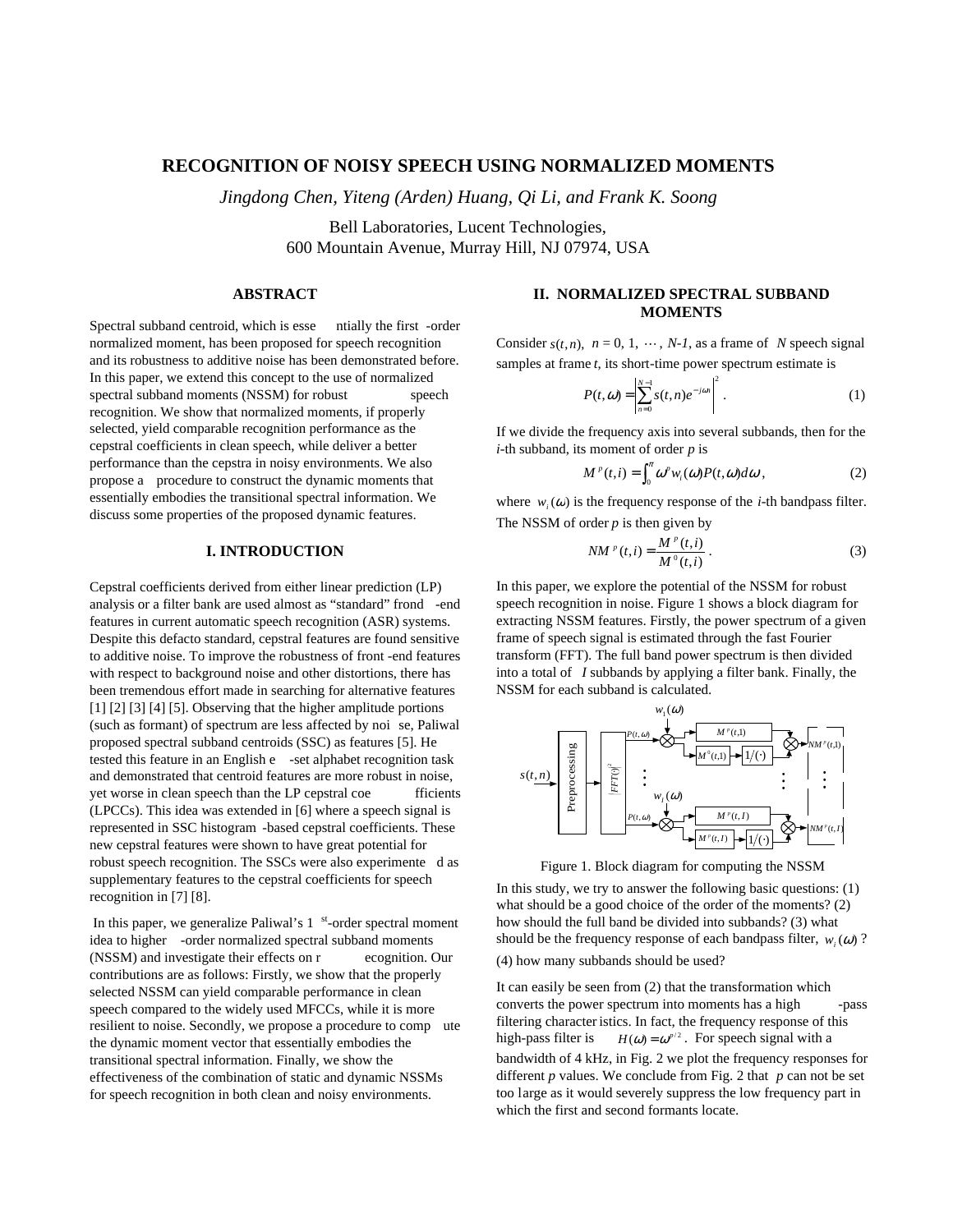# RECOGNITION OF NOISY SPEECH USING NORMALIZED MOMENTS

*Jingdong Chen, Yiteng (Arden) Huang, Qi Li, and Frank K. Soong*

Bell Laboratories, Lucent Technologies,
600 Mountain Avenue, Murray Hill, NJ 07974, USA

## ABSTRACT

Spectral subband centroid, which is essentially the first-order normalized moment, has been proposed for speech recognition and its robustness to additive noise has been demonstrated before. In this paper, we extend this concept to the use of normalized spectral subband moments (NSSM) for robust speech recognition. We show that normalized moments, if properly selected, yield comparable recognition performance as the cepstral coefficients in clean speech, while deliver a better performance than the cepstra in noisy environments. We also propose a procedure to construct the dynamic moments that essentially embodies the transitional spectral information. We discuss some properties of the proposed dynamic features.

## I. INTRODUCTION

Cepstral coefficients derived from either linear prediction (LP) analysis or a filter bank are used almost as "standard" front-end features in current automatic speech recognition (ASR) systems. Despite this defacto standard, cepstral features are found sensitive to additive noise. To improve the robustness of front-end features with respect to background noise and other distortions, there has been tremendous effort made in searching for alternative features [1] [2] [3] [4] [5]. Observing that the higher amplitude portions (such as formant) of spectrum are less affected by noise, Paliwal proposed spectral subband centroids (SSC) as features [5]. He tested this feature in an English e-set alphabet recognition task and demonstrated that centroid features are more robust in noise, yet worse in clean speech than the LP cepstral coefficients (LPCCs). This idea was extended in [6] where a speech signal is represented in SSC histogram-based cepstral coefficients. These new cepstral features were shown to have great potential for robust speech recognition. The SSCs were also experimented as supplementary features to the cepstral coefficients for speech recognition in [7] [8].

In this paper, we generalize Paliwal's 1st-order spectral moment idea to higher-order normalized spectral subband moments (NSSM) and investigate their effects on recognition. Our contributions are as follows: Firstly, we show that the properly selected NSSM can yield comparable performance in clean speech compared to the widely used MFCCs, while it is more resilient to noise. Secondly, we propose a procedure to compute the dynamic moment vector that essentially embodies the transitional spectral information. Finally, we show the effectiveness of the combination of static and dynamic NSSMs for speech recognition in both clean and noisy environments.

## II. NORMALIZED SPECTRAL SUBBAND MOMENTS

Consider $s(t,n)$, $n = 0, 1, \cdots, N\text{-}1$, as a frame of $N$ speech signal samples at frame $t$, its short-time power spectrum estimate is

$$P(t,\omega) = \left| \sum_{n=0}^{N-1} s(t,n) e^{-j\omega n} \right|^2 . \tag{1}$$

If we divide the frequency axis into several subbands, then for the $i$-th subband, its moment of order $p$ is

$$M^p(t,i) = \int_0^{\pi} \omega^p w_i(\omega) P(t,\omega) d\omega , \tag{2}$$

where $w_i(\omega)$ is the frequency response of the $i$-th bandpass filter. The NSSM of order $p$ is then given by

$$NM^p(t,i) = \frac{M^p(t,i)}{M^0(t,i)} . \tag{3}$$

In this paper, we explore the potential of the NSSM for robust speech recognition in noise. Figure 1 shows a block diagram for extracting NSSM features. Firstly, the power spectrum of a given frame of speech signal is estimated through the fast Fourier transform (FFT). The full band power spectrum is then divided into a total of $I$ subbands by applying a filter bank. Finally, the NSSM for each subband is calculated.

Figure 1. Block diagram for computing the NSSM

In this study, we try to answer the following basic questions: (1) what should be a good choice of the order of the moments? (2) how should the full band be divided into subbands? (3) what should be the frequency response of each bandpass filter, $w_i(\omega)$? (4) how many subbands should be used?

It can easily be seen from (2) that the transformation which converts the power spectrum into moments has a high-pass filtering characteristics. In fact, the frequency response of this high-pass filter is $H(\omega) = \omega^{p/2}$. For speech signal with a bandwidth of 4 kHz, in Fig. 2 we plot the frequency responses for different $p$ values. We conclude from Fig. 2 that $p$ can not be set too large as it would severely suppress the low frequency part in which the first and second formants locate.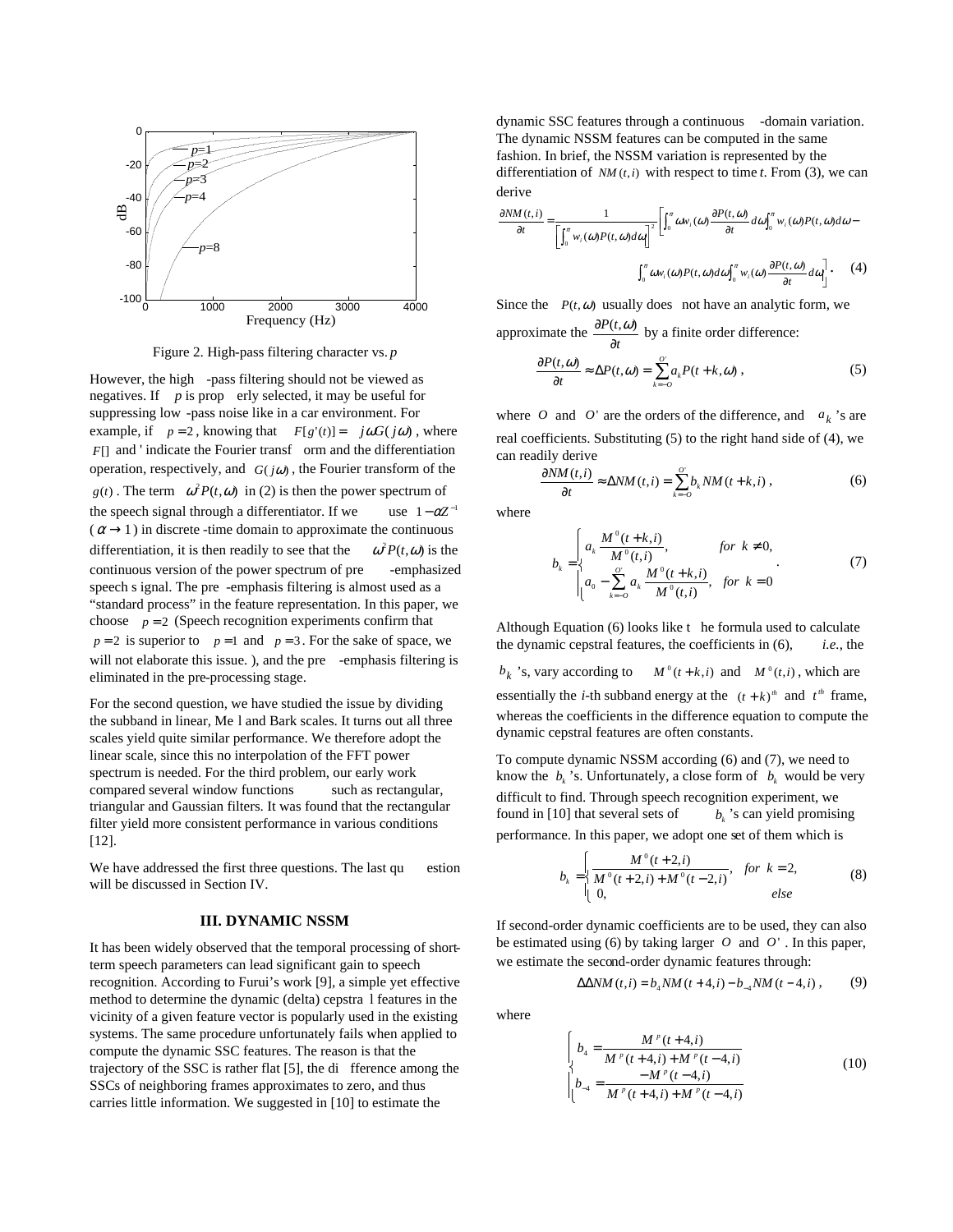Figure 2. High-pass filtering character vs. $p$

However, the high-pass filtering should not be viewed as negatives. If $p$ is properly selected, it may be useful for suppressing low-pass noise like in a car environment. For example, if $p = 2$, knowing that $F[g'(t)] = j\omega G(j\omega)$, where $F[]$ and ' indicate the Fourier transform and the differentiation operation, respectively, and $G(j\omega)$, the Fourier transform of the $g(t)$. The term $\omega^2 P(t,\omega)$ in (2) is then the power spectrum of the speech signal through a differentiator. If we use $1-\alpha Z^{-1}$ ($\alpha \to 1$) in discrete-time domain to approximate the continuous differentiation, it is then readily to see that the $\omega^2 P(t,\omega)$ is the continuous version of the power spectrum of pre-emphasized speech signal. The pre-emphasis filtering is almost used as a "standard process" in the feature representation. In this paper, we choose $p = 2$ (Speech recognition experiments confirm that $p = 2$ is superior to $p = 1$ and $p = 3$. For the sake of space, we will not elaborate this issue. ), and the pre-emphasis filtering is eliminated in the pre-processing stage.

For the second question, we have studied the issue by dividing the subband in linear, Mel and Bark scales. It turns out all three scales yield quite similar performance. We therefore adopt the linear scale, since this no interpolation of the FFT power spectrum is needed. For the third problem, our early work compared several window functions such as rectangular, triangular and Gaussian filters. It was found that the rectangular filter yield more consistent performance in various conditions [12].

We have addressed the first three questions. The last question will be discussed in Section IV.

## III. DYNAMIC NSSM

It has been widely observed that the temporal processing of short-term speech parameters can lead significant gain to speech recognition. According to Furui's work [9], a simple yet effective method to determine the dynamic (delta) cepstral features in the vicinity of a given feature vector is popularly used in the existing systems. The same procedure unfortunately fails when applied to compute the dynamic SSC features. The reason is that the trajectory of the SSC is rather flat [5], the difference among the SSCs of neighboring frames approximates to zero, and thus carries little information. We suggested in [10] to estimate the dynamic SSC features through a continuous $t$-domain variation. The dynamic NSSM features can be computed in the same fashion. In brief, the NSSM variation is represented by the differentiation of $NM(t,i)$ with respect to time $t$. From (3), we can derive

$$\frac{\partial NM(t,i)}{\partial t} = \frac{1}{\left[\int_0^{\pi} w_i(\omega)P(t,\omega)d\omega\right]^2}\left[\int_0^{\pi}\omega w_i(\omega)\frac{\partial P(t,\omega)}{\partial t}d\omega\int_0^{\pi} w_i(\omega)P(t,\omega)d\omega - \int_0^{\pi}\omega w_i(\omega)P(t,\omega)d\omega\int_0^{\pi} w_i(\omega)\frac{\partial P(t,\omega)}{\partial t}d\omega\right]. \quad (4)$$

Since the $P(t,\omega)$ usually does not have an analytic form, we approximate the $\frac{\partial P(t,\omega)}{\partial t}$ by a finite order difference:

$$\frac{\partial P(t,\omega)}{\partial t} \approx \Delta P(t,\omega) = \sum_{k=-O}^{O'} a_k P(t+k,\omega)\,, \quad (5)$$

where $O$ and $O'$ are the orders of the difference, and $a_k$ 's are real coefficients. Substituting (5) to the right hand side of (4), we can readily derive

$$\frac{\partial NM(t,i)}{\partial t} \approx \Delta NM(t,i) = \sum_{k=-O}^{O'} b_k NM(t+k,i)\,, \quad (6)$$

where

$$b_k = \begin{cases} a_k \dfrac{M^0(t+k,i)}{M^0(t,i)}, & for\ \ k \neq 0, \\ a_0 - \displaystyle\sum_{k=-O}^{O'} a_k \dfrac{M^0(t+k,i)}{M^0(t,i)}, & for\ \ k = 0 \end{cases}. \quad (7)$$

Although Equation (6) looks like the formula used to calculate the dynamic cepstral features, the coefficients in (6), *i.e.*, the $b_k$ 's, vary according to $M^0(t+k,i)$ and $M^0(t,i)$, which are essentially the *i*-th subband energy at the $(t+k)^{th}$ and $t^{th}$ frame, whereas the coefficients in the difference equation to compute the dynamic cepstral features are often constants.

To compute dynamic NSSM according (6) and (7), we need to know the $b_k$ 's. Unfortunately, a close form of $b_k$ would be very difficult to find. Through speech recognition experiment, we found in [10] that several sets of $b_k$ 's can yield promising performance. In this paper, we adopt one set of them which is

$$b_k = \begin{cases} \dfrac{M^0(t+2,i)}{M^0(t+2,i)+M^0(t-2,i)}, & for\ \ k = 2, \\ 0, & else \end{cases} \quad (8)$$

If second-order dynamic coefficients are to be used, they can also be estimated using (6) by taking larger $O$ and $O'$. In this paper, we estimate the second-order dynamic features through:

$$\Delta\Delta NM(t,i) = b_4 NM(t+4,i) - b_{-4} NM(t-4,i)\,, \quad (9)$$

where

$$\begin{cases} b_4 = \dfrac{M^p(t+4,i)}{M^p(t+4,i)+M^p(t-4,i)} \\ b_{-4} = \dfrac{-M^p(t-4,i)}{M^p(t+4,i)+M^p(t-4,i)} \end{cases} \quad (10)$$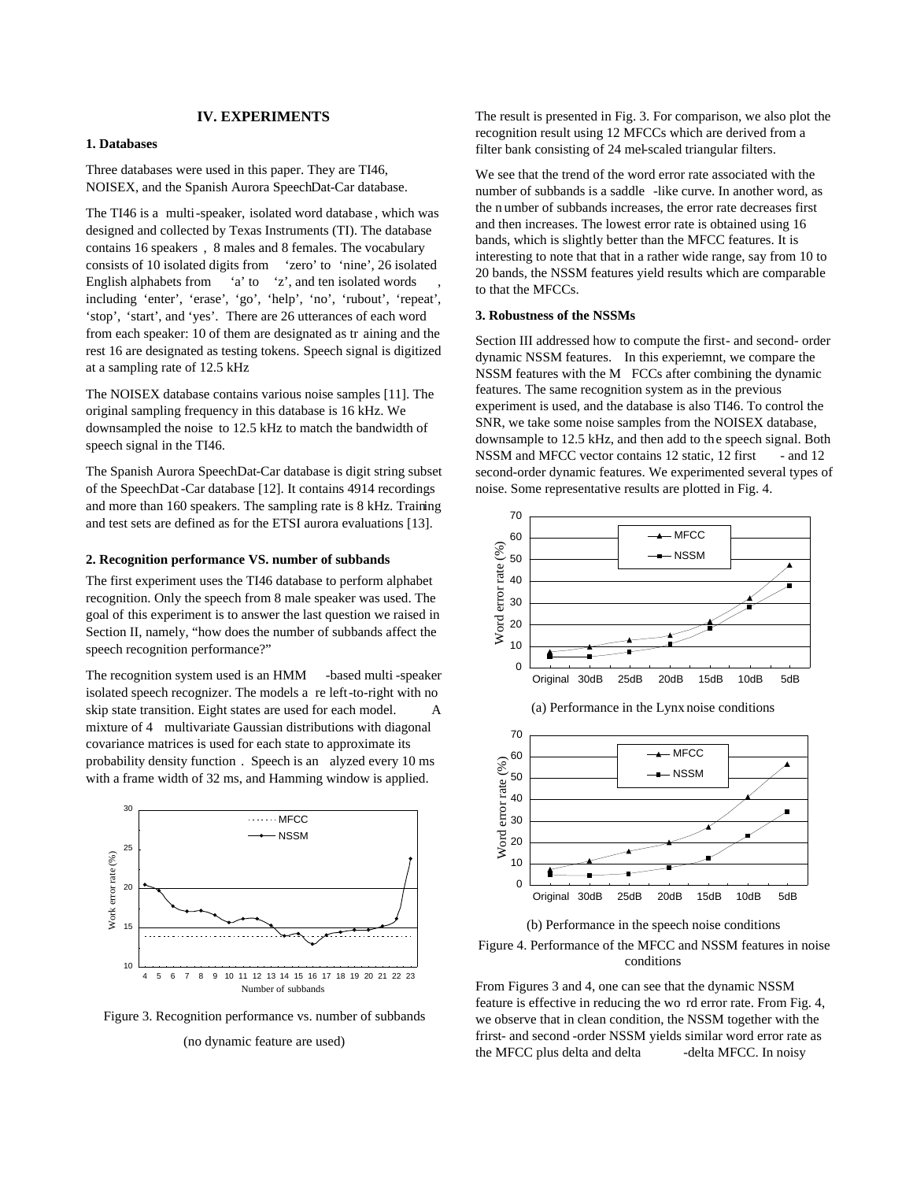## IV. EXPERIMENTS

### 1. Databases

Three databases were used in this paper. They are TI46, NOISEX, and the Spanish Aurora SpeechDat-Car database.

The TI46 is a multi-speaker, isolated word database, which was designed and collected by Texas Instruments (TI). The database contains 16 speakers, 8 males and 8 females. The vocabulary consists of 10 isolated digits from 'zero' to 'nine', 26 isolated English alphabets from 'a' to 'z', and ten isolated words, including 'enter', 'erase', 'go', 'help', 'no', 'rubout', 'repeat', 'stop', 'start', and 'yes'. There are 26 utterances of each word from each speaker: 10 of them are designated as training and the rest 16 are designated as testing tokens. Speech signal is digitized at a sampling rate of 12.5 kHz

The NOISEX database contains various noise samples [11]. The original sampling frequency in this database is 16 kHz. We downsampled the noise to 12.5 kHz to match the bandwidth of speech signal in the TI46.

The Spanish Aurora SpeechDat-Car database is digit string subset of the SpeechDat-Car database [12]. It contains 4914 recordings and more than 160 speakers. The sampling rate is 8 kHz. Training and test sets are defined as for the ETSI aurora evaluations [13].

### 2. Recognition performance VS. number of subbands

The first experiment uses the TI46 database to perform alphabet recognition. Only the speech from 8 male speaker was used. The goal of this experiment is to answer the last question we raised in Section II, namely, "how does the number of subbands affect the speech recognition performance?"

The recognition system used is an HMM-based multi-speaker isolated speech recognizer. The models are left-to-right with no skip state transition. Eight states are used for each model. A mixture of 4 multivariate Gaussian distributions with diagonal covariance matrices is used for each state to approximate its probability density function. Speech is analyzed every 10 ms with a frame width of 32 ms, and Hamming window is applied.

Figure 3. Recognition performance vs. number of subbands

(no dynamic feature are used)

The result is presented in Fig. 3. For comparison, we also plot the recognition result using 12 MFCCs which are derived from a filter bank consisting of 24 mel-scaled triangular filters.

We see that the trend of the word error rate associated with the number of subbands is a saddle-like curve. In another word, as the number of subbands increases, the error rate decreases first and then increases. The lowest error rate is obtained using 16 bands, which is slightly better than the MFCC features. It is interesting to note that that in a rather wide range, say from 10 to 20 bands, the NSSM features yield results which are comparable to that the MFCCs.

### 3. Robustness of the NSSMs

Section III addressed how to compute the first- and second- order dynamic NSSM features. In this experiemnt, we compare the NSSM features with the MFCCs after combining the dynamic features. The same recognition system as in the previous experiment is used, and the database is also TI46. To control the SNR, we take some noise samples from the NOISEX database, downsample to 12.5 kHz, and then add to the speech signal. Both NSSM and MFCC vector contains 12 static, 12 first- and 12 second-order dynamic features. We experimented several types of noise. Some representative results are plotted in Fig. 4.

(a) Performance in the Lynx noise conditions

(b) Performance in the speech noise conditions

Figure 4. Performance of the MFCC and NSSM features in noise conditions

From Figures 3 and 4, one can see that the dynamic NSSM feature is effective in reducing the word error rate. From Fig. 4, we observe that in clean condition, the NSSM together with the frirst- and second-order NSSM yields similar word error rate as the MFCC plus delta and delta-delta MFCC. In noisy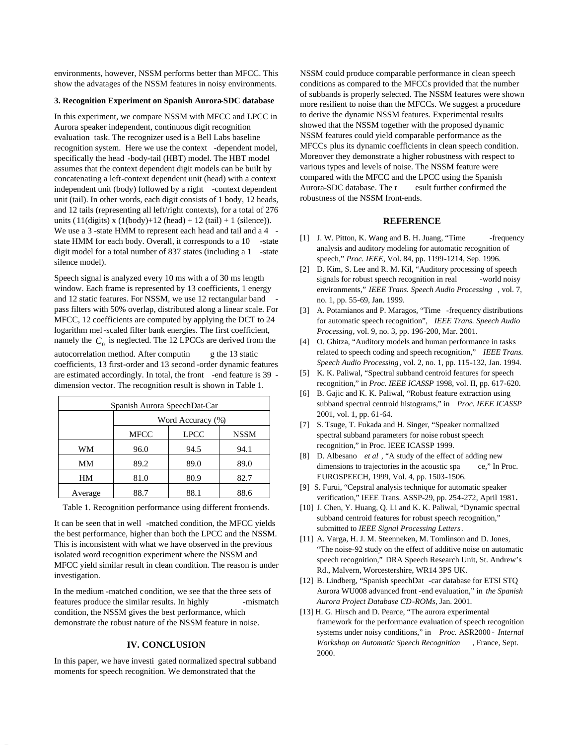environments, however, NSSM performs better than MFCC. This show the advatages of the NSSM features in noisy environments.

### 3. Recognition Experiment on Spanish Aurora-SDC database

In this experiment, we compare NSSM with MFCC and LPCC in Aurora speaker independent, continuous digit recognition evaluation task. The recognizer used is a Bell Labs baseline recognition system. Here we use the context -dependent model, specifically the head -body-tail (HBT) model. The HBT model assumes that the context dependent digit models can be built by concatenating a left-context dependent unit (head) with a context independent unit (body) followed by a right -context dependent unit (tail). In other words, each digit consists of 1 body, 12 heads, and 12 tails (representing all left/right contexts), for a total of 276 units ( 11(digits) x (1(body)+12 (head) + 12 (tail) + 1 (silence)). We use a 3 -state HMM to represent each head and tail and a 4 -state HMM for each body. Overall, it corresponds to a 10 -state digit model for a total number of 837 states (including a 1 -state silence model).

Speech signal is analyzed every 10 ms with a of 30 ms length window. Each frame is represented by 13 coefficients, 1 energy and 12 static features. For NSSM, we use 12 rectangular band -pass filters with 50% overlap, distributed along a linear scale. For MFCC, 12 coefficients are computed by applying the DCT to 24 logarithm mel-scaled filter bank energies. The first coefficient, namely the $C_0$ is neglected. The 12 LPCCs are derived from the autocorrelation method. After computing the 13 static coefficients, 13 first-order and 13 second-order dynamic features are estimated accordingly. In total, the front -end feature is 39 -dimension vector. The recognition result is shown in Table 1.

| Spanish Aurora SpeechDat-Car | | | |
|---|---|---|---|
| | Word Accuracy (%) | | |
| | MFCC | LPCC | NSSM |
| WM | 96.0 | 94.5 | 94.1 |
| MM | 89.2 | 89.0 | 89.0 |
| HM | 81.0 | 80.9 | 82.7 |
| Average | 88.7 | 88.1 | 88.6 |

Table 1. Recognition performance using different front-ends.

It can be seen that in well -matched condition, the MFCC yields the best performance, higher than both the LPCC and the NSSM. This is inconsistent with what we have observed in the previous isolated word recognition experiment where the NSSM and MFCC yield similar result in clean condition. The reason is under investigation.

In the medium -matched condition, we see that the three sets of features produce the similar results. In highly -mismatch condition, the NSSM gives the best performance, which demonstrate the robust nature of the NSSM feature in noise.

## IV. CONCLUSION

In this paper, we have investigated normalized spectral subband moments for speech recognition. We demonstrated that the NSSM could produce comparable performance in clean speech conditions as compared to the MFCCs provided that the number of subbands is properly selected. The NSSM features were shown more resilient to noise than the MFCCs. We suggest a procedure to derive the dynamic NSSM features. Experimental results showed that the NSSM together with the proposed dynamic NSSM features could yield comparable performance as the MFCCs plus its dynamic coefficients in clean speech condition. Moreover they demonstrate a higher robustness with respect to various types and levels of noise. The NSSM feature were compared with the MFCC and the LPCC using the Spanish Aurora-SDC database. The result further confirmed the robustness of the NSSM front-ends.

## REFERENCE

[1] J. W. Pitton, K. Wang and B. H. Juang, "Time -frequency analysis and auditory modeling for automatic recognition of speech," *Proc. IEEE*, Vol. 84, pp. 1199-1214, Sep. 1996.

[2] D. Kim, S. Lee and R. M. Kil, "Auditory processing of speech signals for robust speech recognition in real -world noisy environments," *IEEE Trans. Speech Audio Processing* , vol. 7, no. 1, pp. 55-69, Jan. 1999.

[3] A. Potamianos and P. Maragos, "Time -frequency distributions for automatic speech recognition", *IEEE Trans. Speech Audio Processing*, vol. 9, no. 3, pp. 196-200, Mar. 2001.

[4] O. Ghitza, "Auditory models and human performance in tasks related to speech coding and speech recognition," *IEEE Trans. Speech Audio Processing*, vol. 2, no. 1, pp. 115-132, Jan. 1994.

[5] K. K. Paliwal, "Spectral subband centroid features for speech recognition," in *Proc. IEEE ICASSP* 1998, vol. II, pp. 617-620.

[6] B. Gajic and K. K. Paliwal, "Robust feature extraction using subband spectral centroid histograms," in *Proc. IEEE ICASSP* 2001, vol. 1, pp. 61-64.

[7] S. Tsuge, T. Fukada and H. Singer, "Speaker normalized spectral subband parameters for noise robust speech recognition," in Proc. IEEE ICASSP 1999.

[8] D. Albesano *et al* , "A study of the effect of adding new dimensions to trajectories in the acoustic space," In Proc. EUROSPEECH, 1999, Vol. 4, pp. 1503-1506.

[9] S. Furui, "Cepstral analysis technique for automatic speaker verification," IEEE Trans. ASSP-29, pp. 254-272, April 1981.

[10] J. Chen, Y. Huang, Q. Li and K. K. Paliwal, "Dynamic spectral subband centroid features for robust speech recognition," submitted to *IEEE Signal Processing Letters*.

[11] A. Varga, H. J. M. Steenneken, M. Tomlinson and D. Jones, "The noise-92 study on the effect of additive noise on automatic speech recognition," DRA Speech Research Unit, St. Andrew's Rd., Malvern, Worcestershire, WR14 3PS UK.

[12] B. Lindberg, "Spanish speechDat -car database for ETSI STQ Aurora WU008 advanced front -end evaluation," in *the Spanish Aurora Project Database CD-ROMs*, Jan. 2001.

[13] H. G. Hirsch and D. Pearce, "The aurora experimental framework for the performance evaluation of speech recognition systems under noisy conditions," in *Proc.* ASR2000 - *Internal Workshop on Automatic Speech Recognition* , France, Sept. 2000.